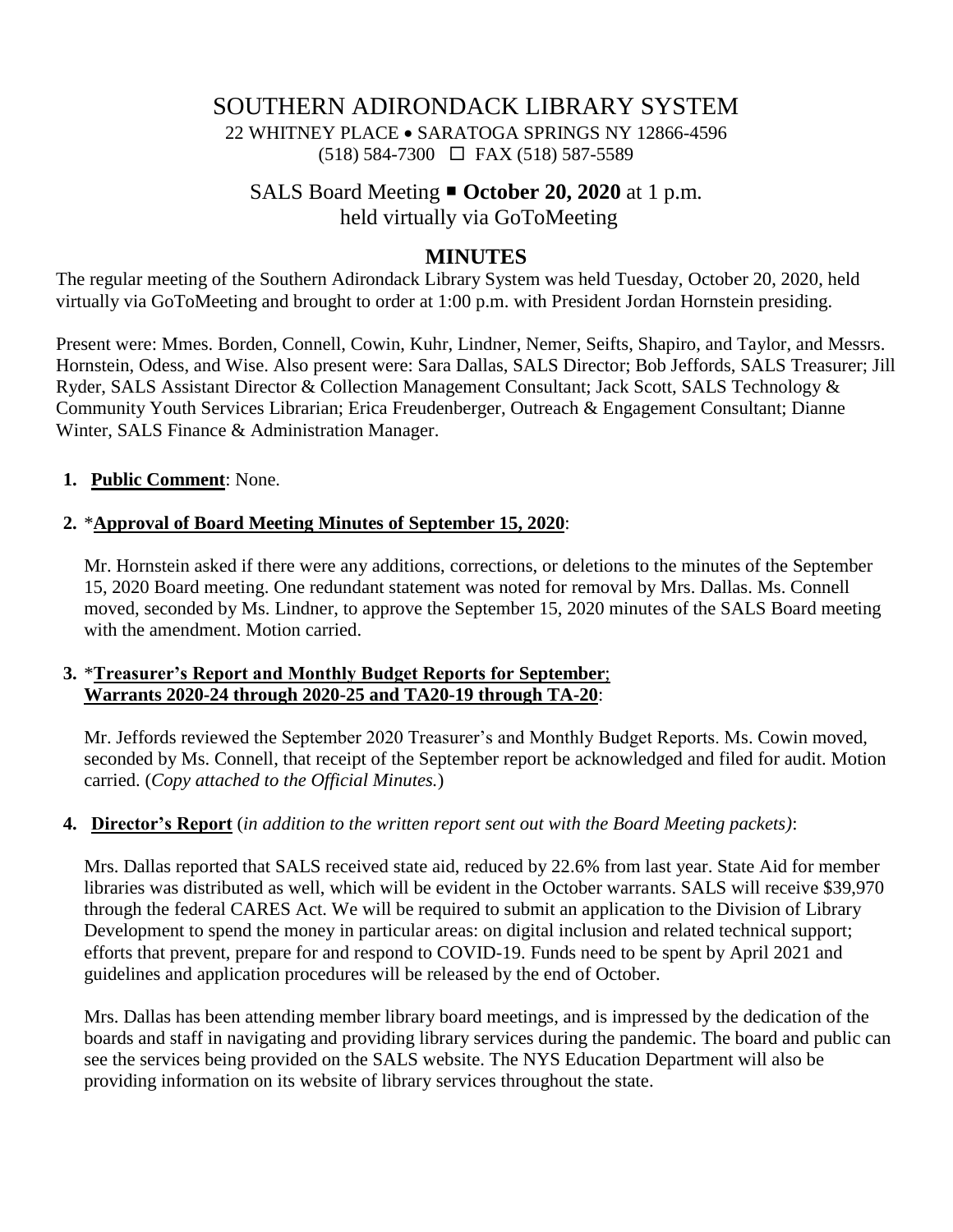# SOUTHERN ADIRONDACK LIBRARY SYSTEM

22 WHITNEY PLACE • SARATOGA SPRINGS NY 12866-4596
(518) 584-7300 ☐ FAX (518) 587-5589

## SALS Board Meeting ■ **October 20, 2020** at 1 p.m.
held virtually via GoToMeeting

## MINUTES

The regular meeting of the Southern Adirondack Library System was held Tuesday, October 20, 2020, held virtually via GoToMeeting and brought to order at 1:00 p.m. with President Jordan Hornstein presiding.

Present were: Mmes. Borden, Connell, Cowin, Kuhr, Lindner, Nemer, Seifts, Shapiro, and Taylor, and Messrs. Hornstein, Odess, and Wise. Also present were: Sara Dallas, SALS Director; Bob Jeffords, SALS Treasurer; Jill Ryder, SALS Assistant Director & Collection Management Consultant; Jack Scott, SALS Technology & Community Youth Services Librarian; Erica Freudenberger, Outreach & Engagement Consultant; Dianne Winter, SALS Finance & Administration Manager.

1. **Public Comment**: None.

2. *__Approval of Board Meeting Minutes of September 15, 2020__:

   Mr. Hornstein asked if there were any additions, corrections, or deletions to the minutes of the September 15, 2020 Board meeting. One redundant statement was noted for removal by Mrs. Dallas. Ms. Connell moved, seconded by Ms. Lindner, to approve the September 15, 2020 minutes of the SALS Board meeting with the amendment. Motion carried.

3. *__Treasurer's Report and Monthly Budget Reports for September; Warrants 2020-24 through 2020-25 and TA20-19 through TA-20__:

   Mr. Jeffords reviewed the September 2020 Treasurer's and Monthly Budget Reports. Ms. Cowin moved, seconded by Ms. Connell, that receipt of the September report be acknowledged and filed for audit. Motion carried. (*Copy attached to the Official Minutes.*)

4. **Director's Report** (*in addition to the written report sent out with the Board Meeting packets)*:

   Mrs. Dallas reported that SALS received state aid, reduced by 22.6% from last year. State Aid for member libraries was distributed as well, which will be evident in the October warrants. SALS will receive $39,970 through the federal CARES Act. We will be required to submit an application to the Division of Library Development to spend the money in particular areas: on digital inclusion and related technical support; efforts that prevent, prepare for and respond to COVID-19. Funds need to be spent by April 2021 and guidelines and application procedures will be released by the end of October.

   Mrs. Dallas has been attending member library board meetings, and is impressed by the dedication of the boards and staff in navigating and providing library services during the pandemic. The board and public can see the services being provided on the SALS website. The NYS Education Department will also be providing information on its website of library services throughout the state.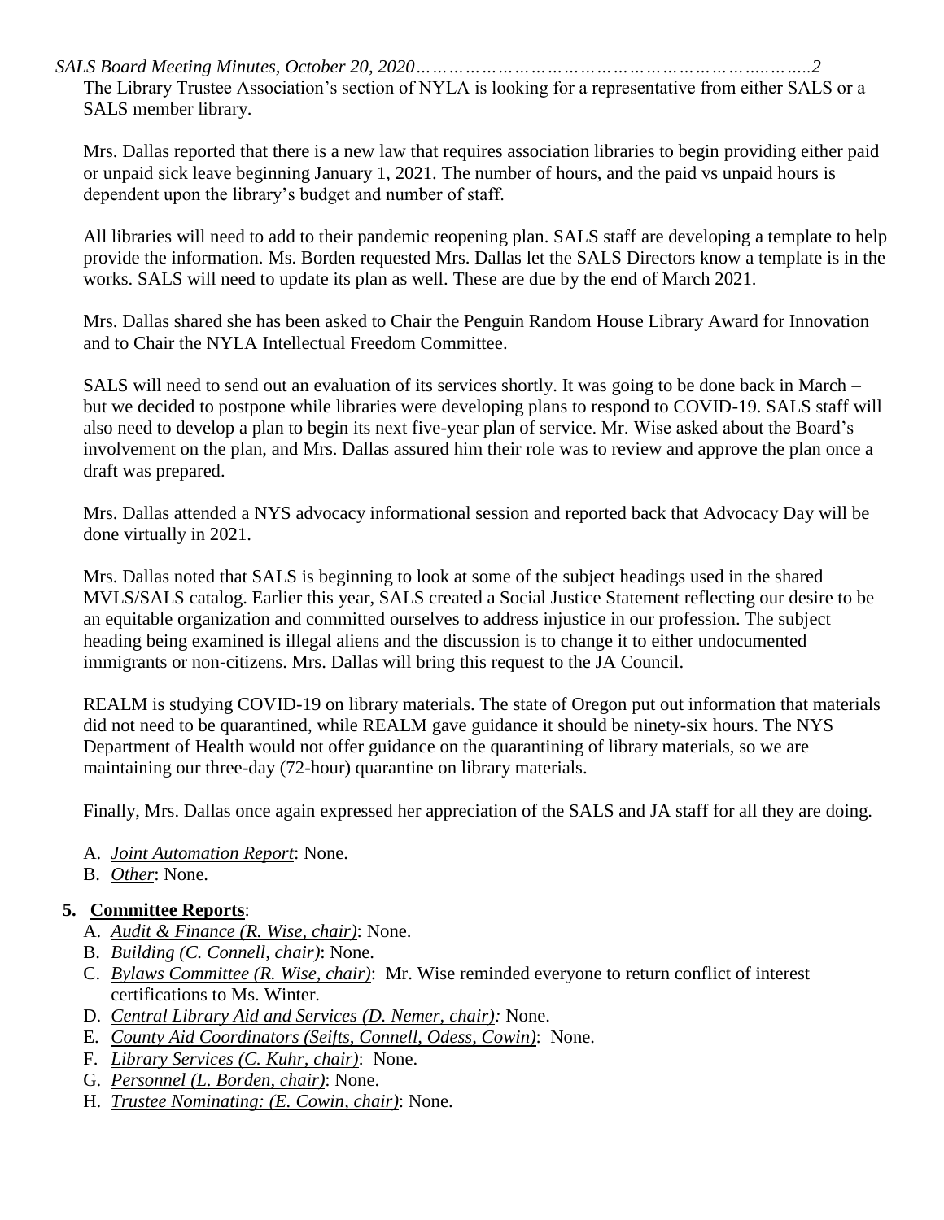The Library Trustee Association's section of NYLA is looking for a representative from either SALS or a SALS member library.

Mrs. Dallas reported that there is a new law that requires association libraries to begin providing either paid or unpaid sick leave beginning January 1, 2021. The number of hours, and the paid vs unpaid hours is dependent upon the library's budget and number of staff.

All libraries will need to add to their pandemic reopening plan. SALS staff are developing a template to help provide the information. Ms. Borden requested Mrs. Dallas let the SALS Directors know a template is in the works. SALS will need to update its plan as well. These are due by the end of March 2021.

Mrs. Dallas shared she has been asked to Chair the Penguin Random House Library Award for Innovation and to Chair the NYLA Intellectual Freedom Committee.

SALS will need to send out an evaluation of its services shortly. It was going to be done back in March – but we decided to postpone while libraries were developing plans to respond to COVID-19. SALS staff will also need to develop a plan to begin its next five-year plan of service. Mr. Wise asked about the Board's involvement on the plan, and Mrs. Dallas assured him their role was to review and approve the plan once a draft was prepared.

Mrs. Dallas attended a NYS advocacy informational session and reported back that Advocacy Day will be done virtually in 2021.

Mrs. Dallas noted that SALS is beginning to look at some of the subject headings used in the shared MVLS/SALS catalog. Earlier this year, SALS created a Social Justice Statement reflecting our desire to be an equitable organization and committed ourselves to address injustice in our profession. The subject heading being examined is illegal aliens and the discussion is to change it to either undocumented immigrants or non-citizens. Mrs. Dallas will bring this request to the JA Council.

REALM is studying COVID-19 on library materials. The state of Oregon put out information that materials did not need to be quarantined, while REALM gave guidance it should be ninety-six hours. The NYS Department of Health would not offer guidance on the quarantining of library materials, so we are maintaining our three-day (72-hour) quarantine on library materials.

Finally, Mrs. Dallas once again expressed her appreciation of the SALS and JA staff for all they are doing.

A. *Joint Automation Report*: None.
B. *Other*: None.

**5. Committee Reports**:

A. *Audit & Finance (R. Wise, chair)*: None.
B. *Building (C. Connell, chair)*: None.
C. *Bylaws Committee (R. Wise, chair)*: Mr. Wise reminded everyone to return conflict of interest certifications to Ms. Winter.
D. *Central Library Aid and Services (D. Nemer, chair):* None.
E. *County Aid Coordinators (Seifts, Connell, Odess, Cowin)*: None.
F. *Library Services (C. Kuhr, chair)*: None.
G. *Personnel (L. Borden, chair)*: None.
H. *Trustee Nominating: (E. Cowin, chair)*: None.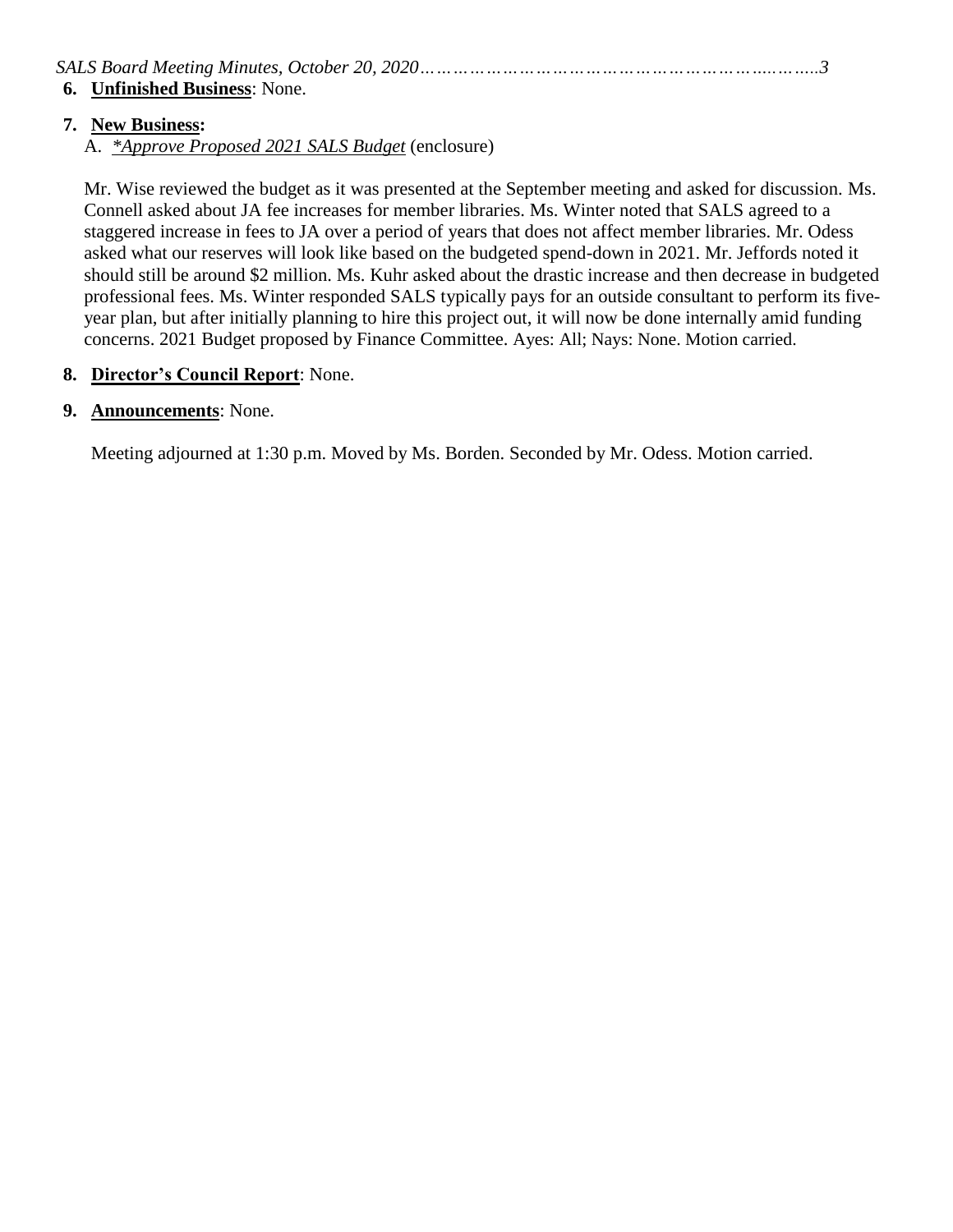6. **Unfinished Business**: None.

7. **New Business:**

   A. *\*Approve Proposed 2021 SALS Budget* (enclosure)

   Mr. Wise reviewed the budget as it was presented at the September meeting and asked for discussion. Ms. Connell asked about JA fee increases for member libraries. Ms. Winter noted that SALS agreed to a staggered increase in fees to JA over a period of years that does not affect member libraries. Mr. Odess asked what our reserves will look like based on the budgeted spend-down in 2021. Mr. Jeffords noted it should still be around $2 million. Ms. Kuhr asked about the drastic increase and then decrease in budgeted professional fees. Ms. Winter responded SALS typically pays for an outside consultant to perform its five-year plan, but after initially planning to hire this project out, it will now be done internally amid funding concerns. 2021 Budget proposed by Finance Committee. Ayes: All; Nays: None. Motion carried.

8. **Director's Council Report**: None.

9. **Announcements**: None.

   Meeting adjourned at 1:30 p.m. Moved by Ms. Borden. Seconded by Mr. Odess. Motion carried.